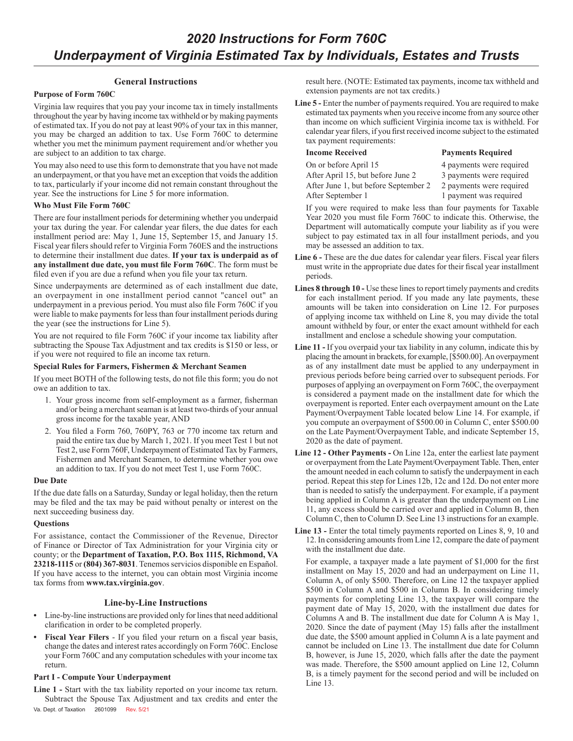# 2020 Instructions for Form 760C
# Underpayment of Virginia Estimated Tax by Individuals, Estates and Trusts

## General Instructions

### Purpose of Form 760C

Virginia law requires that you pay your income tax in timely installments throughout the year by having income tax withheld or by making payments of estimated tax. If you do not pay at least 90% of your tax in this manner, you may be charged an addition to tax. Use Form 760C to determine whether you met the minimum payment requirement and/or whether you are subject to an addition to tax charge.

You may also need to use this form to demonstrate that you have not made an underpayment, or that you have met an exception that voids the addition to tax, particularly if your income did not remain constant throughout the year. See the instructions for Line 5 for more information.

### Who Must File Form 760C

There are four installment periods for determining whether you underpaid your tax during the year. For calendar year filers, the due dates for each installment period are: May 1, June 15, September 15, and January 15. Fiscal year filers should refer to Virginia Form 760ES and the instructions to determine their installment due dates. **If your tax is underpaid as of any installment due date, you must file Form 760C**. The form must be filed even if you are due a refund when you file your tax return.

Since underpayments are determined as of each installment due date, an overpayment in one installment period cannot "cancel out" an underpayment in a previous period. You must also file Form 760C if you were liable to make payments for less than four installment periods during the year (see the instructions for Line 5).

You are not required to file Form 760C if your income tax liability after subtracting the Spouse Tax Adjustment and tax credits is $150 or less, or if you were not required to file an income tax return.

### Special Rules for Farmers, Fishermen & Merchant Seamen

If you meet BOTH of the following tests, do not file this form; you do not owe an addition to tax.

1. Your gross income from self-employment as a farmer, fisherman and/or being a merchant seaman is at least two-thirds of your annual gross income for the taxable year, AND
2. You filed a Form 760, 760PY, 763 or 770 income tax return and paid the entire tax due by March 1, 2021. If you meet Test 1 but not Test 2, use Form 760F, Underpayment of Estimated Tax by Farmers, Fishermen and Merchant Seamen, to determine whether you owe an addition to tax. If you do not meet Test 1, use Form 760C.

### Due Date

If the due date falls on a Saturday, Sunday or legal holiday, then the return may be filed and the tax may be paid without penalty or interest on the next succeeding business day.

### Questions

For assistance, contact the Commissioner of the Revenue, Director of Finance or Director of Tax Administration for your Virginia city or county; or the **Department of Taxation, P.O. Box 1115, Richmond, VA 23218-1115** or **(804) 367-8031**. Tenemos servicios disponible en Español. If you have access to the internet, you can obtain most Virginia income tax forms from **www.tax.virginia.gov**.

## Line-by-Line Instructions

- Line-by-line instructions are provided only for lines that need additional clarification in order to be completed properly.
- **Fiscal Year Filers** - If you filed your return on a fiscal year basis, change the dates and interest rates accordingly on Form 760C. Enclose your Form 760C and any computation schedules with your income tax return.

### Part I - Compute Your Underpayment

**Line 1 -** Start with the tax liability reported on your income tax return. Subtract the Spouse Tax Adjustment and tax credits and enter the result here. (NOTE: Estimated tax payments, income tax withheld and extension payments are not tax credits.)

**Line 5 -** Enter the number of payments required. You are required to make estimated tax payments when you receive income from any source other than income on which sufficient Virginia income tax is withheld. For calendar year filers, if you first received income subject to the estimated tax payment requirements:

| Income Received | Payments Required |
|---|---|
| On or before April 15 | 4 payments were required |
| After April 15, but before June 2 | 3 payments were required |
| After June 1, but before September 2 | 2 payments were required |
| After September 1 | 1 payment was required |

If you were required to make less than four payments for Taxable Year 2020 you must file Form 760C to indicate this. Otherwise, the Department will automatically compute your liability as if you were subject to pay estimated tax in all four installment periods, and you may be assessed an addition to tax.

**Line 6 -** These are the due dates for calendar year filers. Fiscal year filers must write in the appropriate due dates for their fiscal year installment periods.

**Lines 8 through 10 -** Use these lines to report timely payments and credits for each installment period. If you made any late payments, these amounts will be taken into consideration on Line 12. For purposes of applying income tax withheld on Line 8, you may divide the total amount withheld by four, or enter the exact amount withheld for each installment and enclose a schedule showing your computation.

**Line 11 -** If you overpaid your tax liability in any column, indicate this by placing the amount in brackets, for example, [$500.00]. An overpayment as of any installment date must be applied to any underpayment in previous periods before being carried over to subsequent periods. For purposes of applying an overpayment on Form 760C, the overpayment is considered a payment made on the installment date for which the overpayment is reported. Enter each overpayment amount on the Late Payment/Overpayment Table located below Line 14. For example, if you compute an overpayment of $500.00 in Column C, enter $500.00 on the Late Payment/Overpayment Table, and indicate September 15, 2020 as the date of payment.

**Line 12 - Other Payments -** On Line 12a, enter the earliest late payment or overpayment from the Late Payment/Overpayment Table. Then, enter the amount needed in each column to satisfy the underpayment in each period. Repeat this step for Lines 12b, 12c and 12d. Do not enter more than is needed to satisfy the underpayment. For example, if a payment being applied in Column A is greater than the underpayment on Line 11, any excess should be carried over and applied in Column B, then Column C, then to Column D. See Line 13 instructions for an example.

**Line 13 -** Enter the total timely payments reported on Lines 8, 9, 10 and 12. In considering amounts from Line 12, compare the date of payment with the installment due date.

For example, a taxpayer made a late payment of $1,000 for the first installment on May 15, 2020 and had an underpayment on Line 11, Column A, of only $500. Therefore, on Line 12 the taxpayer applied $500 in Column A and $500 in Column B. In considering timely payments for completing Line 13, the taxpayer will compare the payment date of May 15, 2020, with the installment due dates for Columns A and B. The installment due date for Column A is May 1, 2020. Since the date of payment (May 15) falls after the installment due date, the $500 amount applied in Column A is a late payment and cannot be included on Line 13. The installment due date for Column B, however, is June 15, 2020, which falls after the date the payment was made. Therefore, the $500 amount applied on Line 12, Column B, is a timely payment for the second period and will be included on Line 13.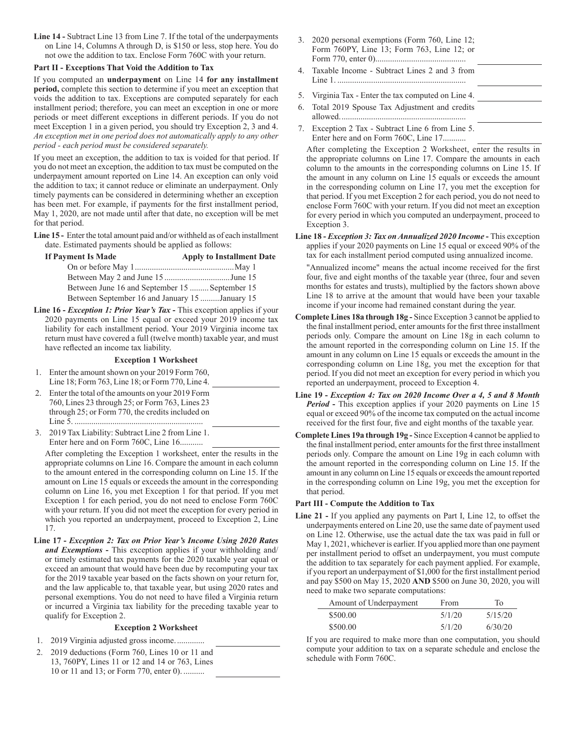**Line 14 -** Subtract Line 13 from Line 7. If the total of the underpayments on Line 14, Columns A through D, is $150 or less, stop here. You do not owe the addition to tax. Enclose Form 760C with your return.

**Part II - Exceptions That Void the Addition to Tax**

If you computed an **underpayment** on Line 14 **for any installment period,** complete this section to determine if you meet an exception that voids the addition to tax. Exceptions are computed separately for each installment period; therefore, you can meet an exception in one or more periods or meet different exceptions in different periods. If you do not meet Exception 1 in a given period, you should try Exception 2, 3 and 4. *An exception met in one period does not automatically apply to any other period - each period must be considered separately.*

If you meet an exception, the addition to tax is voided for that period. If you do not meet an exception, the addition to tax must be computed on the underpayment amount reported on Line 14. An exception can only void the addition to tax; it cannot reduce or eliminate an underpayment. Only timely payments can be considered in determining whether an exception has been met. For example, if payments for the first installment period, May 1, 2020, are not made until after that date, no exception will be met for that period.

**Line 15 -** Enter the total amount paid and/or withheld as of each installment date. Estimated payments should be applied as follows:

| If Payment Is Made | Apply to Installment Date |
|---|---|
| On or before May 1 | May 1 |
| Between May 2 and June 15 | June 15 |
| Between June 16 and September 15 | September 15 |
| Between September 16 and January 15 | January 15 |

**Line 16 -** ***Exception 1: Prior Year's Tax -*** This exception applies if your 2020 payments on Line 15 equal or exceed your 2019 income tax liability for each installment period. Your 2019 Virginia income tax return must have covered a full (twelve month) taxable year, and must have reflected an income tax liability.

**Exception 1 Worksheet**

1. Enter the amount shown on your 2019 Form 760, Line 18; Form 763, Line 18; or Form 770, Line 4. ________
2. Enter the total of the amounts on your 2019 Form 760, Lines 23 through 25; or Form 763, Lines 23 through 25; or Form 770, the credits included on Line 5. ________
3. 2019 Tax Liability: Subtract Line 2 from Line 1. Enter here and on Form 760C, Line 16. ________

After completing the Exception 1 worksheet, enter the results in the appropriate columns on Line 16. Compare the amount in each column to the amount entered in the corresponding column on Line 15. If the amount on Line 15 equals or exceeds the amount in the corresponding column on Line 16, you met Exception 1 for that period. If you met Exception 1 for each period, you do not need to enclose Form 760C with your return. If you did not meet the exception for every period in which you reported an underpayment, proceed to Exception 2, Line 17.

**Line 17 -** ***Exception 2: Tax on Prior Year's Income Using 2020 Rates and Exemptions -*** This exception applies if your withholding and/or timely estimated tax payments for the 2020 taxable year equal or exceed an amount that would have been due by recomputing your tax for the 2019 taxable year based on the facts shown on your return for, and the law applicable to, that taxable year, but using 2020 rates and personal exemptions. You do not need to have filed a Virginia return or incurred a Virginia tax liability for the preceding taxable year to qualify for Exception 2.

**Exception 2 Worksheet**

1. 2019 Virginia adjusted gross income. ________
2. 2019 deductions (Form 760, Lines 10 or 11 and 13, 760PY, Lines 11 or 12 and 14 or 763, Lines 10 or 11 and 13; or Form 770, enter 0). ________
3. 2020 personal exemptions (Form 760, Line 12; Form 760PY, Line 13; Form 763, Line 12; or Form 770, enter 0). ________
4. Taxable Income - Subtract Lines 2 and 3 from Line 1. ________
5. Virginia Tax - Enter the tax computed on Line 4. ________
6. Total 2019 Spouse Tax Adjustment and credits allowed. ________
7. Exception 2 Tax - Subtract Line 6 from Line 5. Enter here and on Form 760C, Line 17. ________

After completing the Exception 2 Worksheet, enter the results in the appropriate columns on Line 17. Compare the amounts in each column to the amounts in the corresponding columns on Line 15. If the amount in any column on Line 15 equals or exceeds the amount in the corresponding column on Line 17, you met the exception for that period. If you met Exception 2 for each period, you do not need to enclose Form 760C with your return. If you did not meet an exception for every period in which you computed an underpayment, proceed to Exception 3.

**Line 18 -** ***Exception 3: Tax on Annualized 2020 Income -*** This exception applies if your 2020 payments on Line 15 equal or exceed 90% of the tax for each installment period computed using annualized income.

"Annualized income" means the actual income received for the first four, five and eight months of the taxable year (three, four and seven months for estates and trusts), multiplied by the factors shown above Line 18 to arrive at the amount that would have been your taxable income if your income had remained constant during the year.

**Complete Lines 18a through 18g -** Since Exception 3 cannot be applied to the final installment period, enter amounts for the first three installment periods only. Compare the amount on Line 18g in each column to the amount reported in the corresponding column on Line 15. If the amount in any column on Line 15 equals or exceeds the amount in the corresponding column on Line 18g, you met the exception for that period. If you did not meet an exception for every period in which you reported an underpayment, proceed to Exception 4.

**Line 19 -** ***Exception 4: Tax on 2020 Income Over a 4, 5 and 8 Month Period -*** This exception applies if your 2020 payments on Line 15 equal or exceed 90% of the income tax computed on the actual income received for the first four, five and eight months of the taxable year.

**Complete Lines 19a through 19g -** Since Exception 4 cannot be applied to the final installment period, enter amounts for the first three installment periods only. Compare the amount on Line 19g in each column with the amount reported in the corresponding column on Line 15. If the amount in any column on Line 15 equals or exceeds the amount reported in the corresponding column on Line 19g, you met the exception for that period.

**Part III - Compute the Addition to Tax**

**Line 21 -** If you applied any payments on Part I, Line 12, to offset the underpayments entered on Line 20, use the same date of payment used on Line 12. Otherwise, use the actual date the tax was paid in full or May 1, 2021, whichever is earlier. If you applied more than one payment per installment period to offset an underpayment, you must compute the addition to tax separately for each payment applied. For example, if you report an underpayment of $1,000 for the first installment period and pay $500 on May 15, 2020 **AND** $500 on June 30, 2020, you will need to make two separate computations:

| Amount of Underpayment | From | To |
|---|---|---|
| $500.00 | 5/1/20 | 5/15/20 |
| $500.00 | 5/1/20 | 6/30/20 |

If you are required to make more than one computation, you should compute your addition to tax on a separate schedule and enclose the schedule with Form 760C.